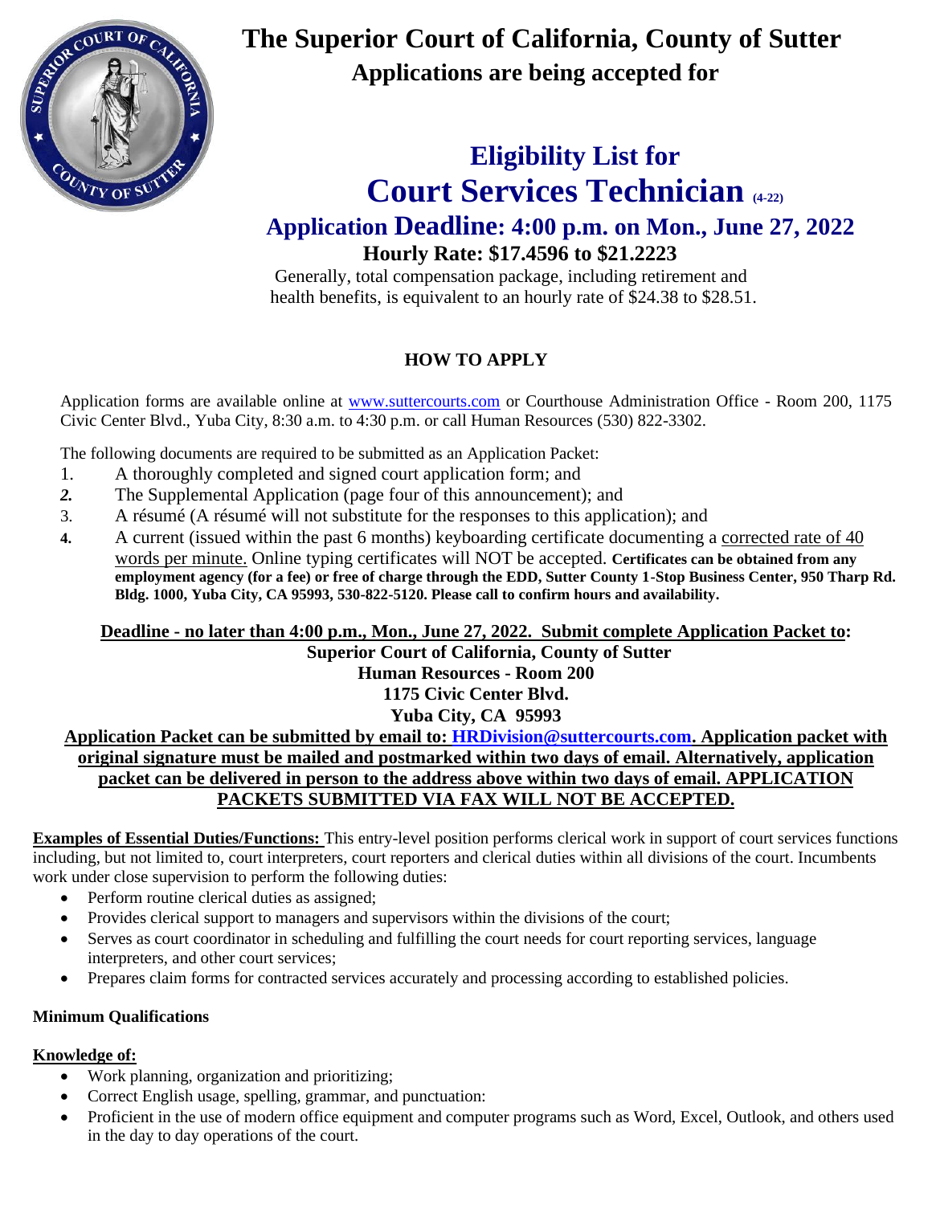# The Superior Court of California, County of Sutter

**Applications are being accepted for**

## Eligibility List for Court Services Technician (4-22)

### Application Deadline: 4:00 p.m. on Mon., June 27, 2022

**Hourly Rate: $17.4596 to $21.2223**

Generally, total compensation package, including retirement and health benefits, is equivalent to an hourly rate of $24.38 to $28.51.

### HOW TO APPLY

Application forms are available online at www.suttercourts.com or Courthouse Administration Office - Room 200, 1175 Civic Center Blvd., Yuba City, 8:30 a.m. to 4:30 p.m. or call Human Resources (530) 822-3302.

The following documents are required to be submitted as an Application Packet:

1. A thoroughly completed and signed court application form; and
2. The Supplemental Application (page four of this announcement); and
3. A résumé (A résumé will not substitute for the responses to this application); and
4. A current (issued within the past 6 months) keyboarding certificate documenting a <u>corrected rate of 40 words per minute.</u> Online typing certificates will NOT be accepted. **Certificates can be obtained from any employment agency (for a fee) or free of charge through the EDD, Sutter County 1-Stop Business Center, 950 Tharp Rd. Bldg. 1000, Yuba City, CA 95993, 530-822-5120. Please call to confirm hours and availability.**

**<u>Deadline - no later than 4:00 p.m., Mon., June 27, 2022. Submit complete Application Packet to</u>:**

**Superior Court of California, County of Sutter**
**Human Resources - Room 200**
**1175 Civic Center Blvd.**
**Yuba City, CA 95993**

**<u>Application Packet can be submitted by email to: HRDivision@suttercourts.com. Application packet with original signature must be mailed and postmarked within two days of email. Alternatively, application packet can be delivered in person to the address above within two days of email. APPLICATION PACKETS SUBMITTED VIA FAX WILL NOT BE ACCEPTED.</u>**

**<u>Examples of Essential Duties/Functions:</u>** This entry-level position performs clerical work in support of court services functions including, but not limited to, court interpreters, court reporters and clerical duties within all divisions of the court. Incumbents work under close supervision to perform the following duties:

- Perform routine clerical duties as assigned;
- Provides clerical support to managers and supervisors within the divisions of the court;
- Serves as court coordinator in scheduling and fulfilling the court needs for court reporting services, language interpreters, and other court services;
- Prepares claim forms for contracted services accurately and processing according to established policies.

**Minimum Qualifications**

**<u>Knowledge of:</u>**

- Work planning, organization and prioritizing;
- Correct English usage, spelling, grammar, and punctuation:
- Proficient in the use of modern office equipment and computer programs such as Word, Excel, Outlook, and others used in the day to day operations of the court.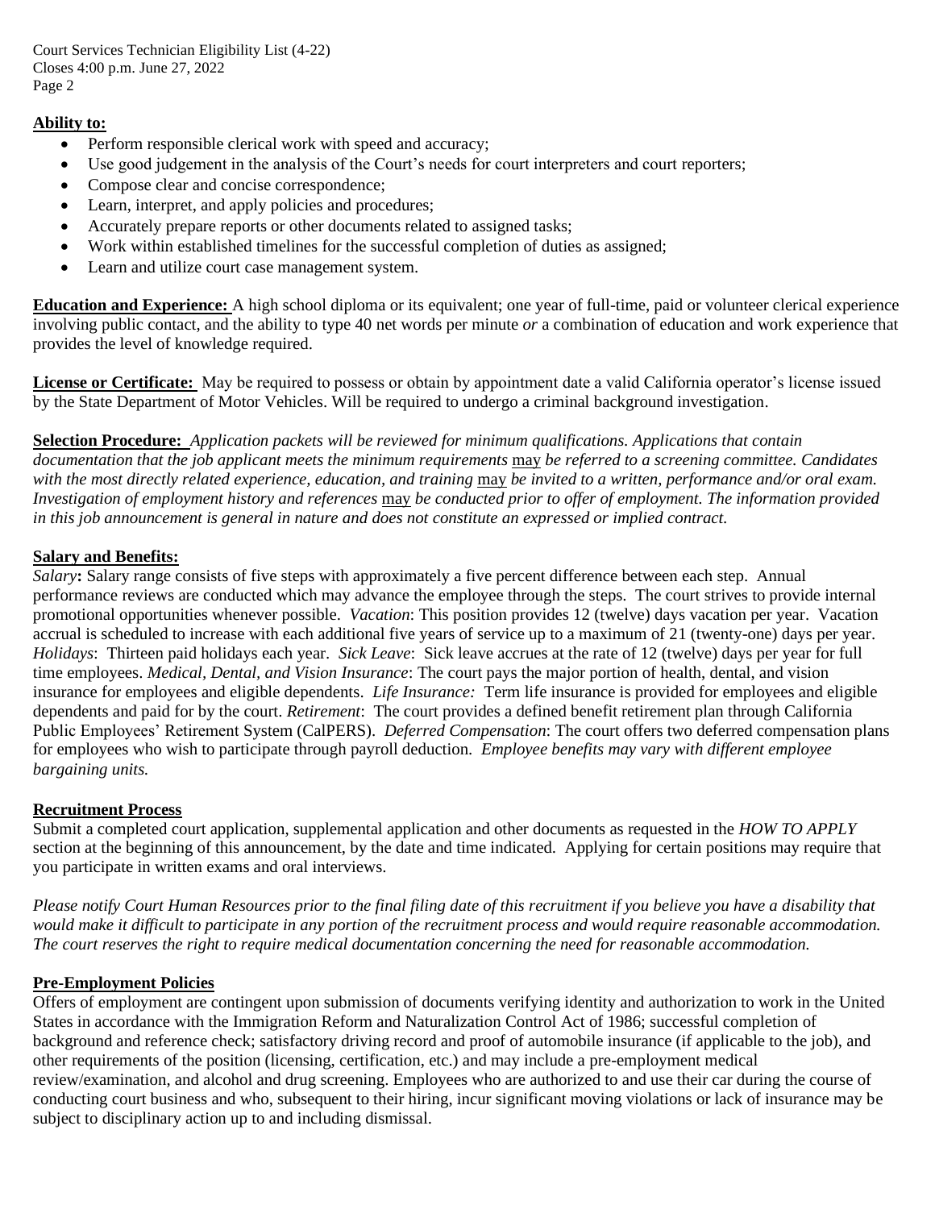**Ability to:**

- Perform responsible clerical work with speed and accuracy;
- Use good judgement in the analysis of the Court's needs for court interpreters and court reporters;
- Compose clear and concise correspondence;
- Learn, interpret, and apply policies and procedures;
- Accurately prepare reports or other documents related to assigned tasks;
- Work within established timelines for the successful completion of duties as assigned;
- Learn and utilize court case management system.

**Education and Experience:** A high school diploma or its equivalent; one year of full-time, paid or volunteer clerical experience involving public contact, and the ability to type 40 net words per minute *or* a combination of education and work experience that provides the level of knowledge required.

**License or Certificate:** May be required to possess or obtain by appointment date a valid California operator's license issued by the State Department of Motor Vehicles. Will be required to undergo a criminal background investigation.

**Selection Procedure:** *Application packets will be reviewed for minimum qualifications. Applications that contain documentation that the job applicant meets the minimum requirements* may *be referred to a screening committee. Candidates with the most directly related experience, education, and training* may *be invited to a written, performance and/or oral exam. Investigation of employment history and references* may *be conducted prior to offer of employment. The information provided in this job announcement is general in nature and does not constitute an expressed or implied contract.*

**Salary and Benefits:**
*Salary***:** Salary range consists of five steps with approximately a five percent difference between each step. Annual performance reviews are conducted which may advance the employee through the steps. The court strives to provide internal promotional opportunities whenever possible. *Vacation*: This position provides 12 (twelve) days vacation per year. Vacation accrual is scheduled to increase with each additional five years of service up to a maximum of 21 (twenty-one) days per year. *Holidays*: Thirteen paid holidays each year. *Sick Leave*: Sick leave accrues at the rate of 12 (twelve) days per year for full time employees. *Medical, Dental, and Vision Insurance*: The court pays the major portion of health, dental, and vision insurance for employees and eligible dependents. *Life Insurance:* Term life insurance is provided for employees and eligible dependents and paid for by the court. *Retirement*: The court provides a defined benefit retirement plan through California Public Employees' Retirement System (CalPERS). *Deferred Compensation*: The court offers two deferred compensation plans for employees who wish to participate through payroll deduction. *Employee benefits may vary with different employee bargaining units.*

**Recruitment Process**
Submit a completed court application, supplemental application and other documents as requested in the *HOW TO APPLY* section at the beginning of this announcement, by the date and time indicated. Applying for certain positions may require that you participate in written exams and oral interviews.

*Please notify Court Human Resources prior to the final filing date of this recruitment if you believe you have a disability that would make it difficult to participate in any portion of the recruitment process and would require reasonable accommodation. The court reserves the right to require medical documentation concerning the need for reasonable accommodation.*

**Pre-Employment Policies**
Offers of employment are contingent upon submission of documents verifying identity and authorization to work in the United States in accordance with the Immigration Reform and Naturalization Control Act of 1986; successful completion of background and reference check; satisfactory driving record and proof of automobile insurance (if applicable to the job), and other requirements of the position (licensing, certification, etc.) and may include a pre-employment medical review/examination, and alcohol and drug screening. Employees who are authorized to and use their car during the course of conducting court business and who, subsequent to their hiring, incur significant moving violations or lack of insurance may be subject to disciplinary action up to and including dismissal.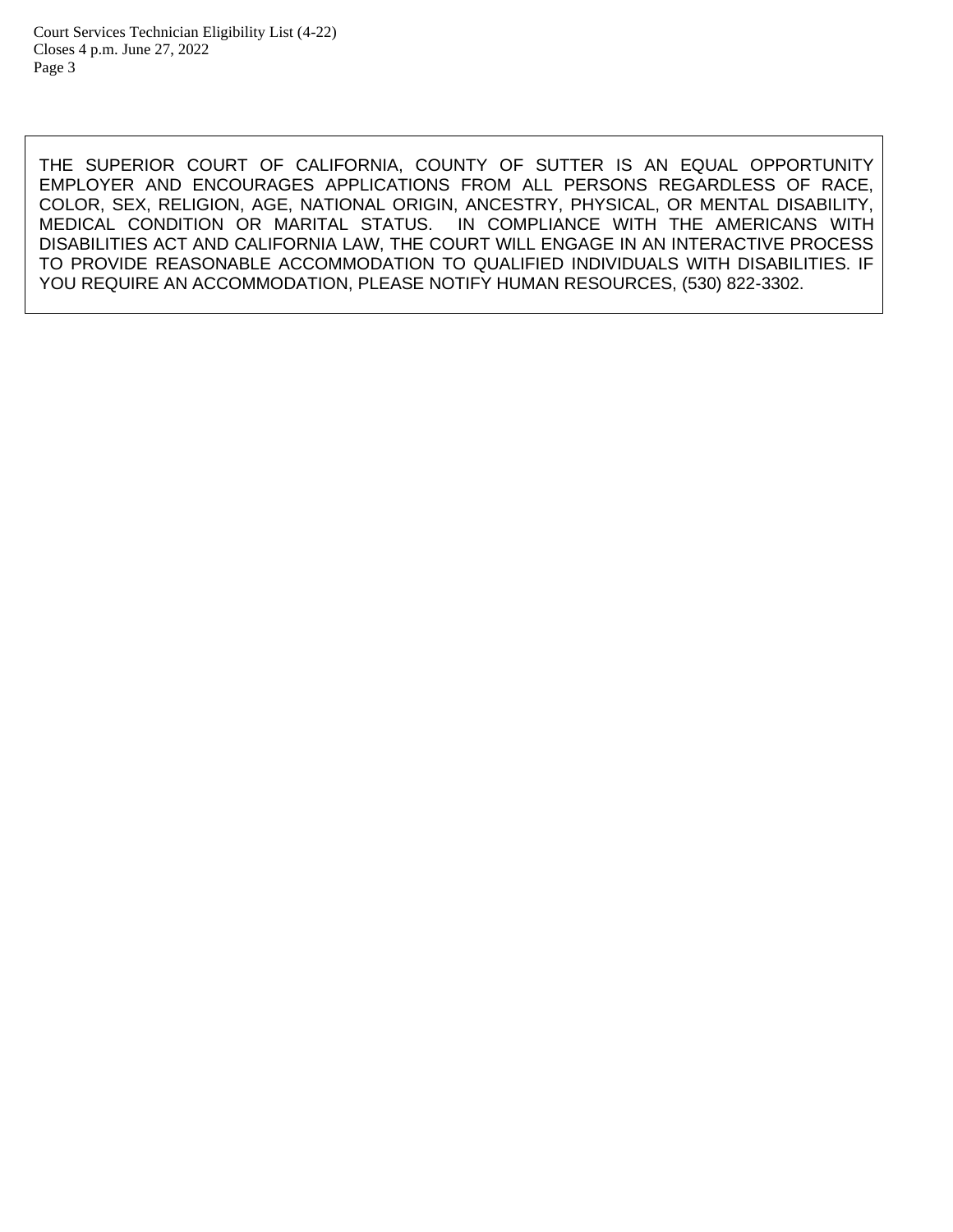THE SUPERIOR COURT OF CALIFORNIA, COUNTY OF SUTTER IS AN EQUAL OPPORTUNITY EMPLOYER AND ENCOURAGES APPLICATIONS FROM ALL PERSONS REGARDLESS OF RACE, COLOR, SEX, RELIGION, AGE, NATIONAL ORIGIN, ANCESTRY, PHYSICAL, OR MENTAL DISABILITY, MEDICAL CONDITION OR MARITAL STATUS. IN COMPLIANCE WITH THE AMERICANS WITH DISABILITIES ACT AND CALIFORNIA LAW, THE COURT WILL ENGAGE IN AN INTERACTIVE PROCESS TO PROVIDE REASONABLE ACCOMMODATION TO QUALIFIED INDIVIDUALS WITH DISABILITIES. IF YOU REQUIRE AN ACCOMMODATION, PLEASE NOTIFY HUMAN RESOURCES, (530) 822-3302.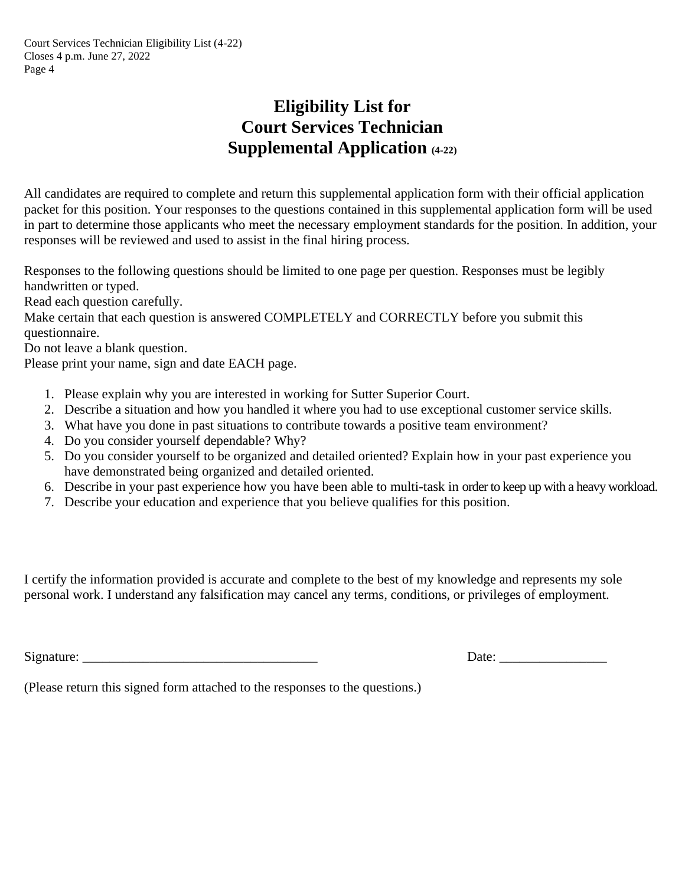# Eligibility List for Court Services Technician Supplemental Application (4-22)

All candidates are required to complete and return this supplemental application form with their official application packet for this position. Your responses to the questions contained in this supplemental application form will be used in part to determine those applicants who meet the necessary employment standards for the position. In addition, your responses will be reviewed and used to assist in the final hiring process.

Responses to the following questions should be limited to one page per question. Responses must be legibly handwritten or typed.
Read each question carefully.
Make certain that each question is answered COMPLETELY and CORRECTLY before you submit this questionnaire.
Do not leave a blank question.
Please print your name, sign and date EACH page.

1. Please explain why you are interested in working for Sutter Superior Court.
2. Describe a situation and how you handled it where you had to use exceptional customer service skills.
3. What have you done in past situations to contribute towards a positive team environment?
4. Do you consider yourself dependable? Why?
5. Do you consider yourself to be organized and detailed oriented? Explain how in your past experience you have demonstrated being organized and detailed oriented.
6. Describe in your past experience how you have been able to multi-task in order to keep up with a heavy workload.
7. Describe your education and experience that you believe qualifies for this position.

I certify the information provided is accurate and complete to the best of my knowledge and represents my sole personal work. I understand any falsification may cancel any terms, conditions, or privileges of employment.

Signature: ___________________________________ Date: ________________

(Please return this signed form attached to the responses to the questions.)